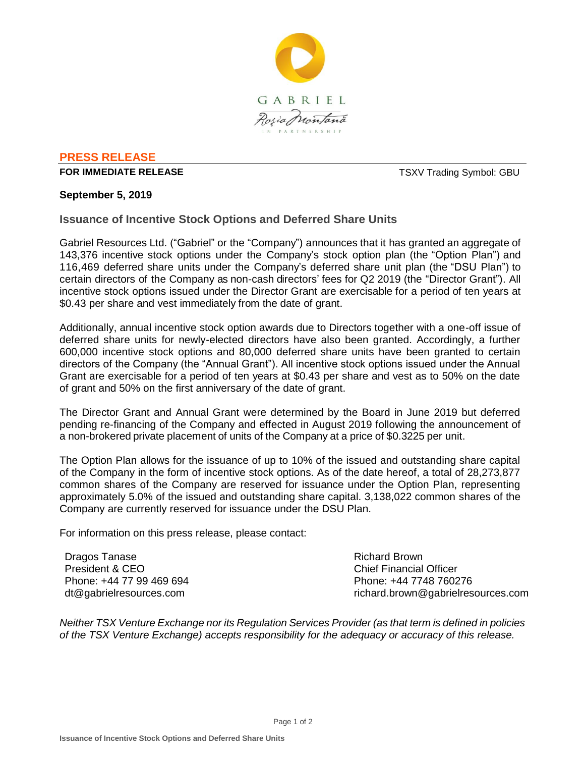**PRESS RELEASE**

**FOR IMMEDIATE RELEASE** TSXV Trading Symbol: GBU

**September 5, 2019**

## Issuance of Incentive Stock Options and Deferred Share Units

Gabriel Resources Ltd. (“Gabriel” or the “Company”) announces that it has granted an aggregate of 143,376 incentive stock options under the Company’s stock option plan (the “Option Plan”) and 116,469 deferred share units under the Company’s deferred share unit plan (the “DSU Plan”) to certain directors of the Company as non-cash directors’ fees for Q2 2019 (the “Director Grant”). All incentive stock options issued under the Director Grant are exercisable for a period of ten years at $0.43 per share and vest immediately from the date of grant.

Additionally, annual incentive stock option awards due to Directors together with a one-off issue of deferred share units for newly-elected directors have also been granted. Accordingly, a further 600,000 incentive stock options and 80,000 deferred share units have been granted to certain directors of the Company (the “Annual Grant”). All incentive stock options issued under the Annual Grant are exercisable for a period of ten years at $0.43 per share and vest as to 50% on the date of grant and 50% on the first anniversary of the date of grant.

The Director Grant and Annual Grant were determined by the Board in June 2019 but deferred pending re-financing of the Company and effected in August 2019 following the announcement of a non-brokered private placement of units of the Company at a price of $0.3225 per unit.

The Option Plan allows for the issuance of up to 10% of the issued and outstanding share capital of the Company in the form of incentive stock options. As of the date hereof, a total of 28,273,877 common shares of the Company are reserved for issuance under the Option Plan, representing approximately 5.0% of the issued and outstanding share capital. 3,138,022 common shares of the Company are currently reserved for issuance under the DSU Plan.

For information on this press release, please contact:

Dragos Tanase
President & CEO
Phone: +44 77 99 469 694
dt@gabrielresources.com

Richard Brown
Chief Financial Officer
Phone: +44 7748 760276
richard.brown@gabrielresources.com

*Neither TSX Venture Exchange nor its Regulation Services Provider (as that term is defined in policies of the TSX Venture Exchange) accepts responsibility for the adequacy or accuracy of this release.*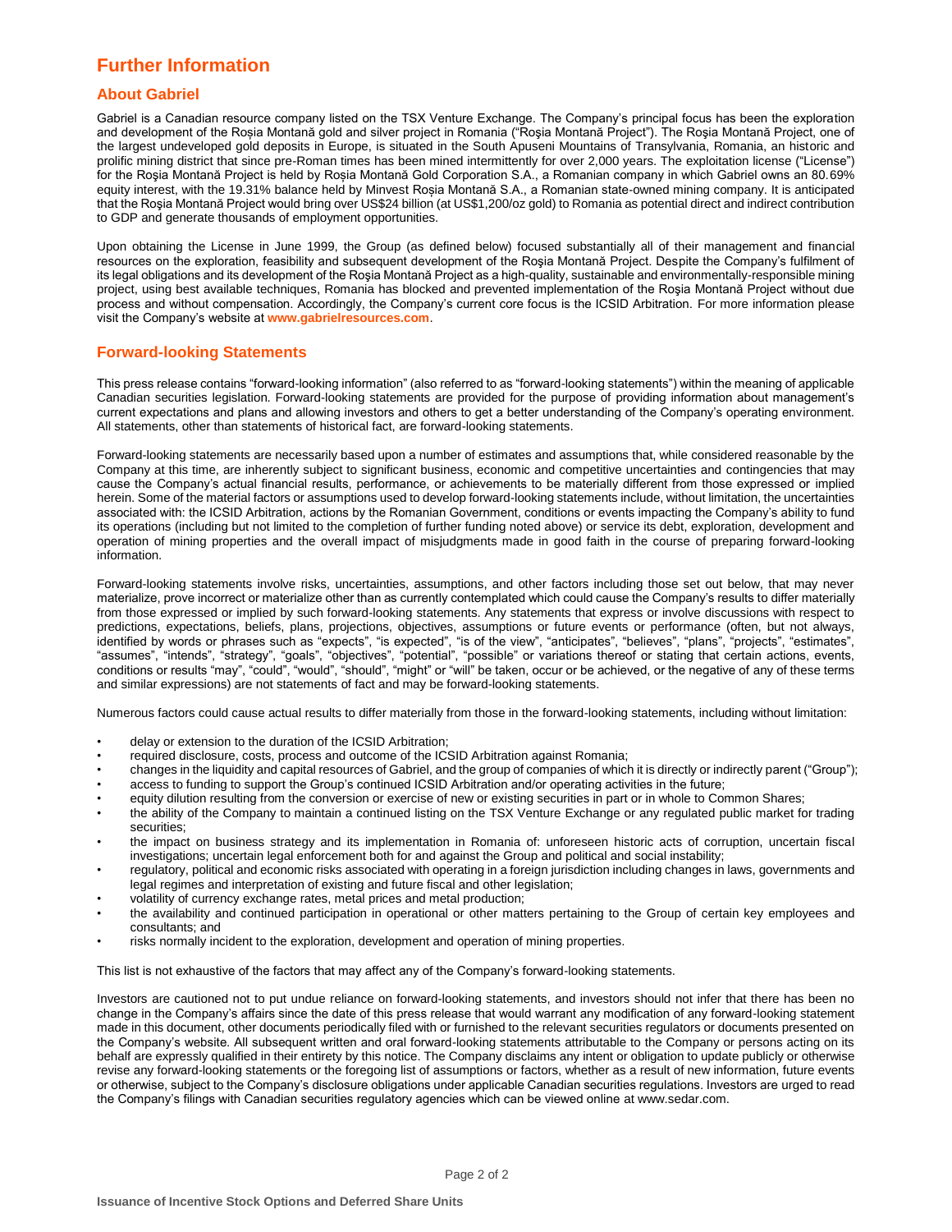# Further Information

## About Gabriel

Gabriel is a Canadian resource company listed on the TSX Venture Exchange. The Company's principal focus has been the exploration and development of the Roșia Montană gold and silver project in Romania ("Roşia Montană Project"). The Roşia Montană Project, one of the largest undeveloped gold deposits in Europe, is situated in the South Apuseni Mountains of Transylvania, Romania, an historic and prolific mining district that since pre-Roman times has been mined intermittently for over 2,000 years. The exploitation license ("License") for the Roşia Montană Project is held by Roșia Montană Gold Corporation S.A., a Romanian company in which Gabriel owns an 80.69% equity interest, with the 19.31% balance held by Minvest Roșia Montană S.A., a Romanian state-owned mining company. It is anticipated that the Roşia Montană Project would bring over US$24 billion (at US$1,200/oz gold) to Romania as potential direct and indirect contribution to GDP and generate thousands of employment opportunities.

Upon obtaining the License in June 1999, the Group (as defined below) focused substantially all of their management and financial resources on the exploration, feasibility and subsequent development of the Roşia Montană Project. Despite the Company's fulfilment of its legal obligations and its development of the Roşia Montană Project as a high-quality, sustainable and environmentally-responsible mining project, using best available techniques, Romania has blocked and prevented implementation of the Roşia Montană Project without due process and without compensation. Accordingly, the Company's current core focus is the ICSID Arbitration. For more information please visit the Company's website at **www.gabrielresources.com**.

## Forward-looking Statements

This press release contains "forward-looking information" (also referred to as "forward-looking statements") within the meaning of applicable Canadian securities legislation. Forward-looking statements are provided for the purpose of providing information about management's current expectations and plans and allowing investors and others to get a better understanding of the Company's operating environment. All statements, other than statements of historical fact, are forward-looking statements.

Forward-looking statements are necessarily based upon a number of estimates and assumptions that, while considered reasonable by the Company at this time, are inherently subject to significant business, economic and competitive uncertainties and contingencies that may cause the Company's actual financial results, performance, or achievements to be materially different from those expressed or implied herein. Some of the material factors or assumptions used to develop forward-looking statements include, without limitation, the uncertainties associated with: the ICSID Arbitration, actions by the Romanian Government, conditions or events impacting the Company's ability to fund its operations (including but not limited to the completion of further funding noted above) or service its debt, exploration, development and operation of mining properties and the overall impact of misjudgments made in good faith in the course of preparing forward-looking information.

Forward-looking statements involve risks, uncertainties, assumptions, and other factors including those set out below, that may never materialize, prove incorrect or materialize other than as currently contemplated which could cause the Company's results to differ materially from those expressed or implied by such forward-looking statements. Any statements that express or involve discussions with respect to predictions, expectations, beliefs, plans, projections, objectives, assumptions or future events or performance (often, but not always, identified by words or phrases such as "expects", "is expected", "is of the view", "anticipates", "believes", "plans", "projects", "estimates", "assumes", "intends", "strategy", "goals", "objectives", "potential", "possible" or variations thereof or stating that certain actions, events, conditions or results "may", "could", "would", "should", "might" or "will" be taken, occur or be achieved, or the negative of any of these terms and similar expressions) are not statements of fact and may be forward-looking statements.

Numerous factors could cause actual results to differ materially from those in the forward-looking statements, including without limitation:

- delay or extension to the duration of the ICSID Arbitration;
- required disclosure, costs, process and outcome of the ICSID Arbitration against Romania;
- changes in the liquidity and capital resources of Gabriel, and the group of companies of which it is directly or indirectly parent ("Group");
- access to funding to support the Group's continued ICSID Arbitration and/or operating activities in the future;
- equity dilution resulting from the conversion or exercise of new or existing securities in part or in whole to Common Shares;
- the ability of the Company to maintain a continued listing on the TSX Venture Exchange or any regulated public market for trading securities;
- the impact on business strategy and its implementation in Romania of: unforeseen historic acts of corruption, uncertain fiscal investigations; uncertain legal enforcement both for and against the Group and political and social instability;
- regulatory, political and economic risks associated with operating in a foreign jurisdiction including changes in laws, governments and legal regimes and interpretation of existing and future fiscal and other legislation;
- volatility of currency exchange rates, metal prices and metal production;
- the availability and continued participation in operational or other matters pertaining to the Group of certain key employees and consultants; and
- risks normally incident to the exploration, development and operation of mining properties.

This list is not exhaustive of the factors that may affect any of the Company's forward-looking statements.

Investors are cautioned not to put undue reliance on forward-looking statements, and investors should not infer that there has been no change in the Company's affairs since the date of this press release that would warrant any modification of any forward-looking statement made in this document, other documents periodically filed with or furnished to the relevant securities regulators or documents presented on the Company's website. All subsequent written and oral forward-looking statements attributable to the Company or persons acting on its behalf are expressly qualified in their entirety by this notice. The Company disclaims any intent or obligation to update publicly or otherwise revise any forward-looking statements or the foregoing list of assumptions or factors, whether as a result of new information, future events or otherwise, subject to the Company's disclosure obligations under applicable Canadian securities regulations. Investors are urged to read the Company's filings with Canadian securities regulatory agencies which can be viewed online at www.sedar.com.